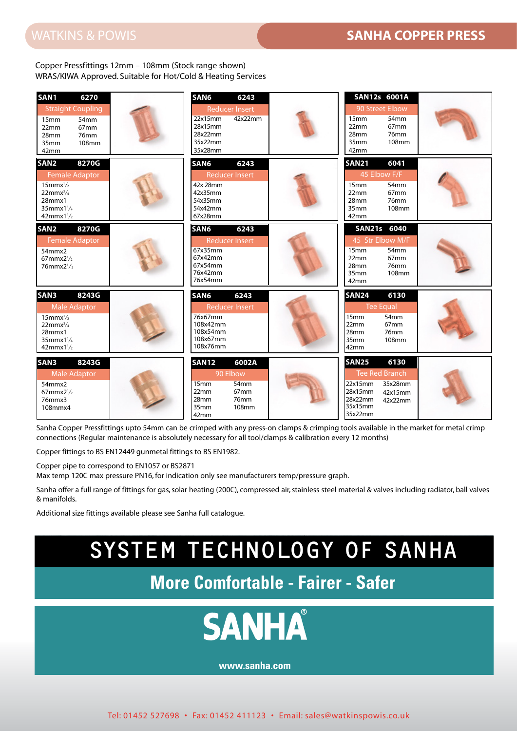# SANHA COPPER PRESS

Copper Pressfittings 12mm – 108mm (Stock range shown)
WRAS/KIWA Approved. Suitable for Hot/Cold & Heating Services

**SAN1 6270 – Straight Coupling**
15mm, 22mm, 28mm, 35mm, 42mm, 54mm, 67mm, 76mm, 108mm

**SAN2 8270G – Female Adaptor**
15mmx½, 22mmx¾, 28mmx1, 35mmx1¼, 42mmx1½

**SAN2 8270G – Female Adaptor**
54mmx2, 67mmx2½, 76mmx2½

**SAN3 8243G – Male Adaptor**
15mmx½, 22mmx¾, 28mmx1, 35mmx1¼, 42mmx1½

**SAN3 8243G – Male Adaptor**
54mmx2, 67mmx2½, 76mmx3, 108mmx4

**SAN6 6243 – Reducer Insert**
22x15mm, 28x15mm, 28x22mm, 35x22mm, 35x28mm, 42x22mm

**SAN6 6243 – Reducer Insert**
42x 28mm, 42x35mm, 54x35mm, 54x42mm, 67x28mm

**SAN6 6243 – Reducer Insert**
67x35mm, 67x42mm, 67x54mm, 76x42mm, 76x54mm

**SAN6 6243 – Reducer Insert**
76x67mm, 108x42mm, 108x54mm, 108x67mm, 108x76mm

**SAN12 6002A – 90 Elbow**
15mm, 22mm, 28mm, 35mm, 42mm, 54mm, 67mm, 76mm, 108mm

**SAN12s 6001A – 90 Street Elbow**
15mm, 22mm, 28mm, 35mm, 42mm, 54mm, 67mm, 76mm, 108mm

**SAN21 6041 – 45 Elbow F/F**
15mm, 22mm, 28mm, 35mm, 42mm, 54mm, 67mm, 76mm, 108mm

**SAN21s 6040 – 45 Str Elbow M/F**
15mm, 22mm, 28mm, 35mm, 42mm, 54mm, 67mm, 76mm, 108mm

**SAN24 6130 – Tee Equal**
15mm, 22mm, 28mm, 35mm, 42mm, 54mm, 67mm, 76mm, 108mm

**SAN25 6130 – Tee Red Branch**
22x15mm, 28x15mm, 28x22mm, 35x15mm, 35x22mm, 35x28mm, 42x15mm, 42x22mm

Sanha Copper Pressfittings upto 54mm can be crimped with any press-on clamps & crimping tools available in the market for metal crimp connections (Regular maintenance is absolutely necessary for all tool/clamps & calibration every 12 months)

Copper fittings to BS EN12449 gunmetal fittings to BS EN1982.

Copper pipe to correspond to EN1057 or BS2871
Max temp 120C max pressure PN16, for indication only see manufacturers temp/pressure graph.

Sanha offer a full range of fittings for gas, solar heating (200C), compressed air, stainless steel material & valves including radiator, ball valves & manifolds.

Additional size fittings available please see Sanha full catalogue.

## SYSTEM TECHNOLOGY OF SANHA

**More Comfortable - Fairer - Safer**

**SANHA®**

www.sanha.com

Tel: 01452 527698 • Fax: 01452 411123 • Email: sales@watkinspowis.co.uk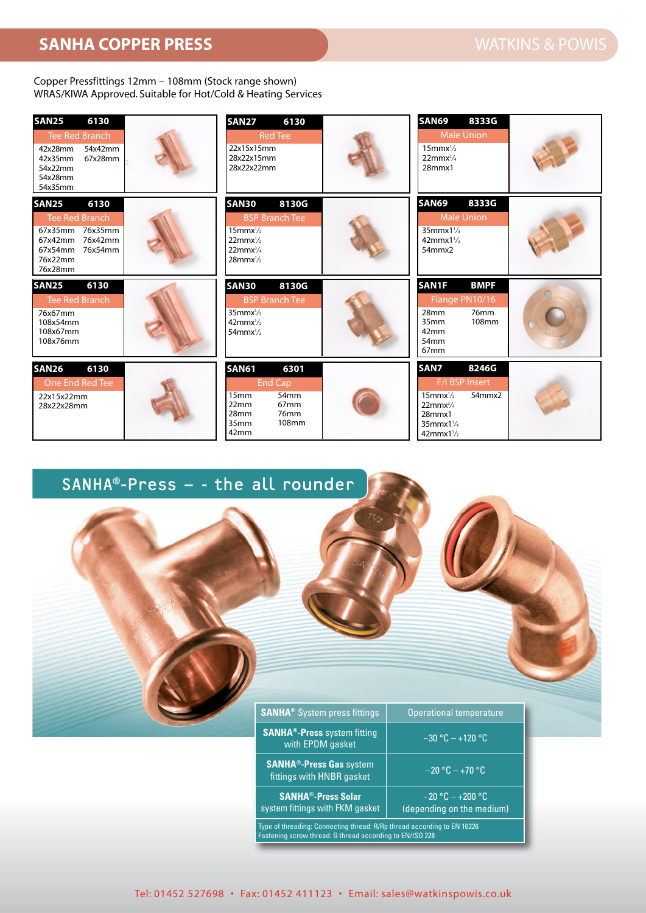# SANHA COPPER PRESS

WATKINS & POWIS

Copper Pressfittings 12mm – 108mm (Stock range shown)
WRAS/KIWA Approved. Suitable for Hot/Cold & Heating Services

**SAN25 6130**
Tee Red Branch
42x28mm 54x42mm
42x35mm 67x28mm
54x22mm
54x28mm
54x35mm

**SAN27 6130**
Red Tee
22x15x15mm
28x22x15mm
28x22x22mm

**SAN69 8333G**
Male Union
15mmx½
22mmx¾
28mmx1

**SAN25 6130**
Tee Red Branch
67x35mm 76x35mm
67x42mm 76x42mm
67x54mm 76x54mm
76x22mm
76x28mm

**SAN30 8130G**
BSP Branch Tee
15mmx½
22mmx½
22mmx¾
28mmx½

**SAN69 8333G**
Male Union
35mmx1¼
42mmx1½
54mmx2

**SAN25 6130**
Tee Red Branch
76x67mm
108x54mm
108x67mm
108x76mm

**SAN30 8130G**
BSP Branch Tee
35mmx½
42mmx½
54mmx½

**SAN1F BMPF**
Flange PN10/16
28mm 76mm
35mm 108mm
42mm
54mm
67mm

**SAN26 6130**
One End Red Tee
22x15x22mm
28x22x28mm

**SAN61 6301**
End Cap
15mm 54mm
22mm 67mm
28mm 76mm
35mm 108mm
42mm

**SAN7 8246G**
F/I BSP Insert
15mmx½ 54mmx2
22mmx¾
28mmx1
35mmx1¼
42mmx1½

## SANHA®-Press – - the all rounder

| SANHA® System press fittings | Operational temperature |
|---|---|
| **SANHA®-Press** system fitting with EPDM gasket | −30 °C – +120 °C |
| **SANHA®-Press Gas** system fittings with HNBR gasket | −20 °C – +70 °C |
| **SANHA®-Press Solar** system fittings with FKM gasket | −20 °C – +200 °C (depending on the medium) |

Type of threading: Connecting thread: R/Rp thread according to EN 10226
Fastening screw thread: G thread according to EN/ISO 228

Tel: 01452 527698 • Fax: 01452 411123 • Email: sales@watkinspowis.co.uk